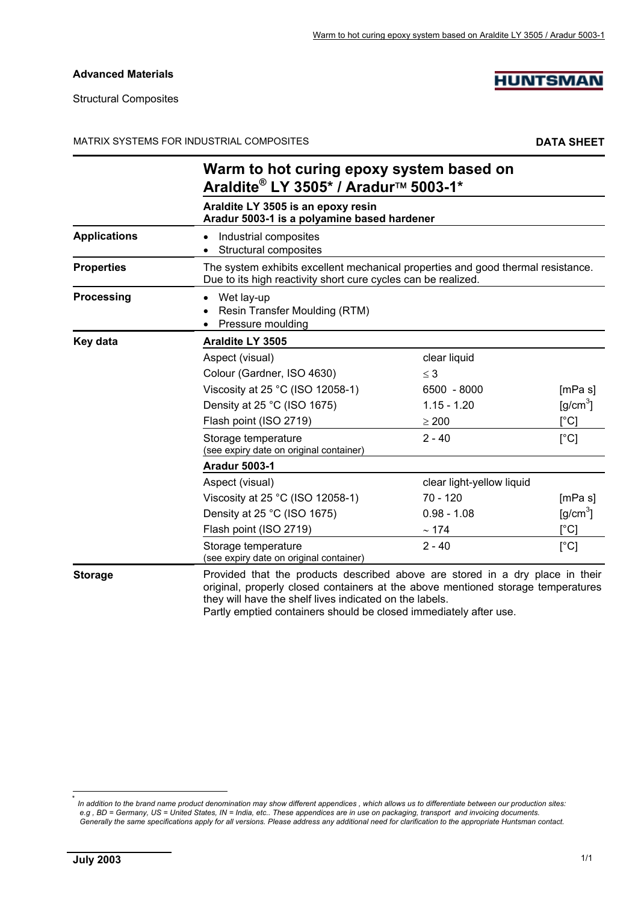**Advanced Materials**

Structural Composites

MATRIX SYSTEMS FOR INDUSTRIAL COMPOSITES **DATA SHEET**

# Warm to hot curing epoxy system based on Araldite® LY 3505* / Aradur™ 5003-1*

**Araldite LY 3505 is an epoxy resin**
**Aradur 5003-1 is a polyamine based hardener**

**Applications**

- Industrial composites
- Structural composites

**Properties**

The system exhibits excellent mechanical properties and good thermal resistance. Due to its high reactivity short cure cycles can be realized.

**Processing**

- Wet lay-up
- Resin Transfer Moulding (RTM)
- Pressure moulding

**Key data**

| Araldite LY 3505 | | |
|---|---|---|
| Aspect (visual) | clear liquid | |
| Colour (Gardner, ISO 4630) | ≤ 3 | |
| Viscosity at 25 °C (ISO 12058-1) | 6500 - 8000 | [mPa s] |
| Density at 25 °C (ISO 1675) | 1.15 - 1.20 | [g/cm$^3$] |
| Flash point (ISO 2719) | ≥ 200 | [°C] |
| Storage temperature (see expiry date on original container) | 2 - 40 | [°C] |

| Aradur 5003-1 | | |
|---|---|---|
| Aspect (visual) | clear light-yellow liquid | |
| Viscosity at 25 °C (ISO 12058-1) | 70 - 120 | [mPa s] |
| Density at 25 °C (ISO 1675) | 0.98 - 1.08 | [g/cm$^3$] |
| Flash point (ISO 2719) | ~ 174 | [°C] |
| Storage temperature (see expiry date on original container) | 2 - 40 | [°C] |

**Storage**

Provided that the products described above are stored in a dry place in their original, properly closed containers at the above mentioned storage temperatures they will have the shelf lives indicated on the labels.
Partly emptied containers should be closed immediately after use.

---

* *In addition to the brand name product denomination may show different appendices , which allows us to differentiate between our production sites: e.g , BD = Germany, US = United States, IN = India, etc.. These appendices are in use on packaging, transport and invoicing documents. Generally the same specifications apply for all versions. Please address any additional need for clarification to the appropriate Huntsman contact.*

**July 2003**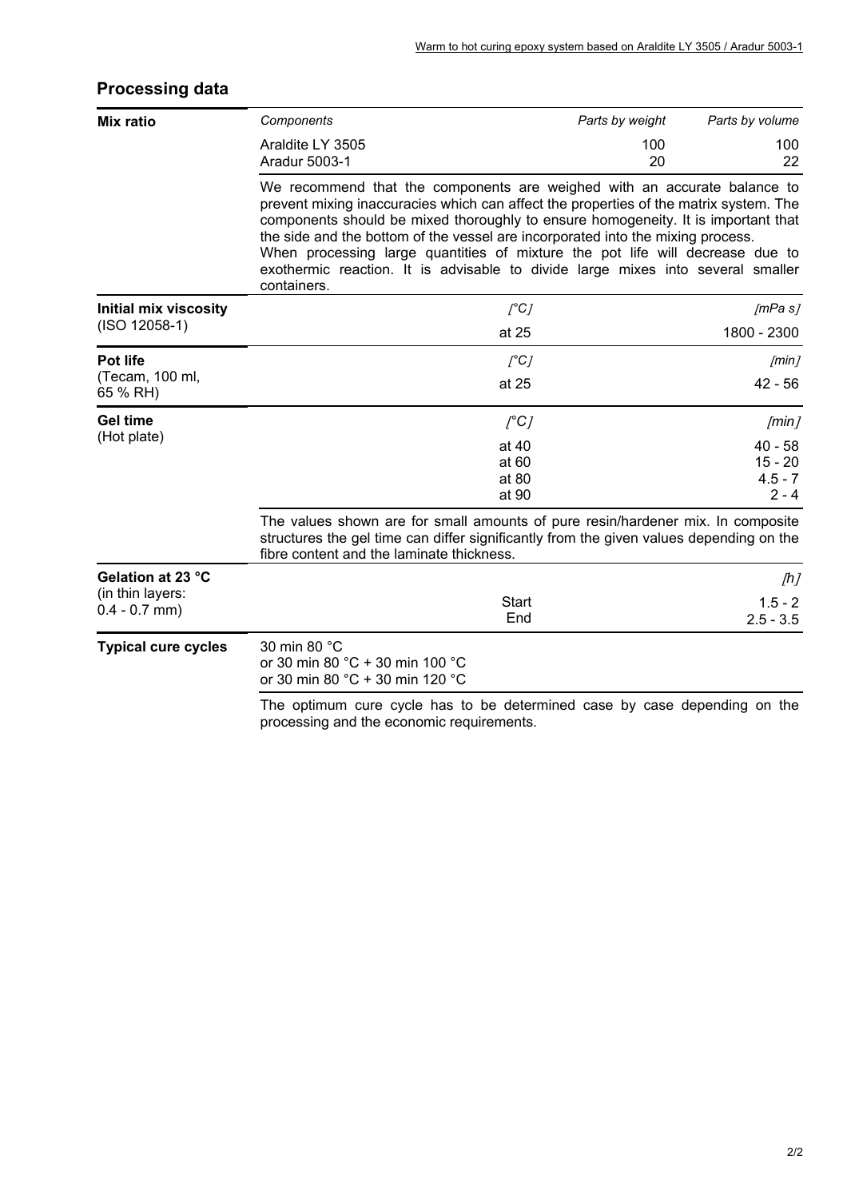## Processing data

**Mix ratio**

| Components | Parts by weight | Parts by volume |
|---|---|---|
| Araldite LY 3505 | 100 | 100 |
| Aradur 5003-1 | 20 | 22 |

We recommend that the components are weighed with an accurate balance to prevent mixing inaccuracies which can affect the properties of the matrix system. The components should be mixed thoroughly to ensure homogeneity. It is important that the side and the bottom of the vessel are incorporated into the mixing process.
When processing large quantities of mixture the pot life will decrease due to exothermic reaction. It is advisable to divide large mixes into several smaller containers.

**Initial mix viscosity** (ISO 12058-1)

| [°C] | [mPa s] |
|---|---|
| at 25 | 1800 - 2300 |

**Pot life** (Tecam, 100 ml, 65 % RH)

| [°C] | [min] |
|---|---|
| at 25 | 42 - 56 |

**Gel time** (Hot plate)

| [°C] | [min] |
|---|---|
| at 40 | 40 - 58 |
| at 60 | 15 - 20 |
| at 80 | 4.5 - 7 |
| at 90 | 2 - 4 |

The values shown are for small amounts of pure resin/hardener mix. In composite structures the gel time can differ significantly from the given values depending on the fibre content and the laminate thickness.

**Gelation at 23 °C** (in thin layers: 0.4 - 0.7 mm)

| | [h] |
|---|---|
| Start | 1.5 - 2 |
| End | 2.5 - 3.5 |

**Typical cure cycles**

30 min 80 °C
or 30 min 80 °C + 30 min 100 °C
or 30 min 80 °C + 30 min 120 °C

The optimum cure cycle has to be determined case by case depending on the processing and the economic requirements.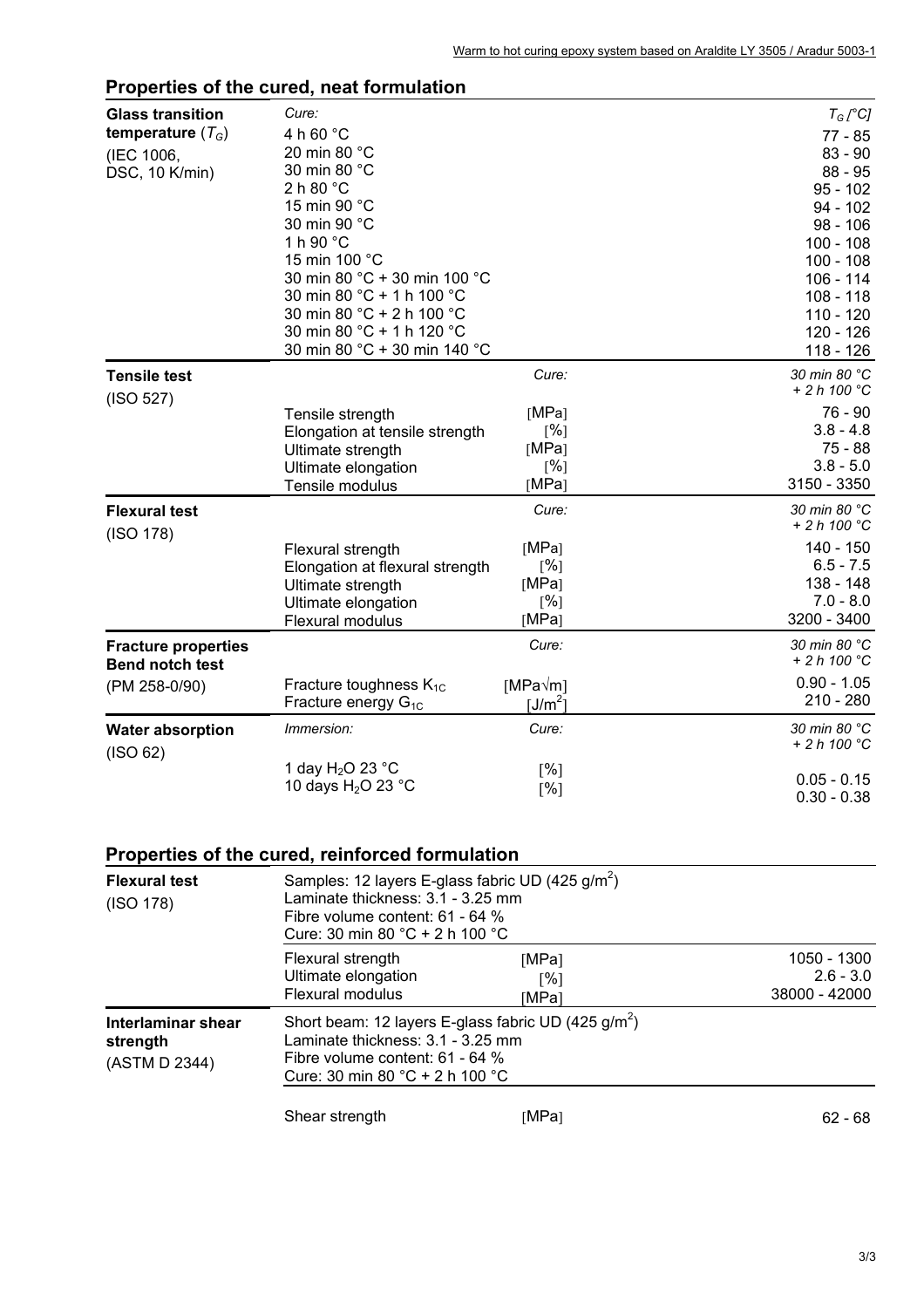## Properties of the cured, neat formulation

| Glass transition temperature ($T_G$) (IEC 1006, DSC, 10 K/min) | *Cure:* | | *$T_G$ [°C]* |
|---|---|---|---|
| | 4 h 60 °C | | 77 - 85 |
| | 20 min 80 °C | | 83 - 90 |
| | 30 min 80 °C | | 88 - 95 |
| | 2 h 80 °C | | 95 - 102 |
| | 15 min 90 °C | | 94 - 102 |
| | 30 min 90 °C | | 98 - 106 |
| | 1 h 90 °C | | 100 - 108 |
| | 15 min 100 °C | | 100 - 108 |
| | 30 min 80 °C + 30 min 100 °C | | 106 - 114 |
| | 30 min 80 °C + 1 h 100 °C | | 108 - 118 |
| | 30 min 80 °C + 2 h 100 °C | | 110 - 120 |
| | 30 min 80 °C + 1 h 120 °C | | 120 - 126 |
| | 30 min 80 °C + 30 min 140 °C | | 118 - 126 |
| **Tensile test** (ISO 527) | | *Cure:* | *30 min 80 °C + 2 h 100 °C* |
| | Tensile strength | [MPa] | 76 - 90 |
| | Elongation at tensile strength | [%] | 3.8 - 4.8 |
| | Ultimate strength | [MPa] | 75 - 88 |
| | Ultimate elongation | [%] | 3.8 - 5.0 |
| | Tensile modulus | [MPa] | 3150 - 3350 |
| **Flexural test** (ISO 178) | | *Cure:* | *30 min 80 °C + 2 h 100 °C* |
| | Flexural strength | [MPa] | 140 - 150 |
| | Elongation at flexural strength | [%] | 6.5 - 7.5 |
| | Ultimate strength | [MPa] | 138 - 148 |
| | Ultimate elongation | [%] | 7.0 - 8.0 |
| | Flexural modulus | [MPa] | 3200 - 3400 |
| **Fracture properties Bend notch test** (PM 258-0/90) | | *Cure:* | *30 min 80 °C + 2 h 100 °C* |
| | Fracture toughness $K_{1C}$ | [MPa√m] | 0.90 - 1.05 |
| | Fracture energy $G_{1C}$ | [$J/m^2$] | 210 - 280 |
| **Water absorption** (ISO 62) | *Immersion:* | *Cure:* | *30 min 80 °C + 2 h 100 °C* |
| | 1 day $H_2O$ 23 °C | [%] | 0.05 - 0.15 |
| | 10 days $H_2O$ 23 °C | [%] | 0.30 - 0.38 |

## Properties of the cured, reinforced formulation

| **Flexural test** (ISO 178) | Samples: 12 layers E-glass fabric UD (425 $g/m^2$)<br>Laminate thickness: 3.1 - 3.25 mm<br>Fibre volume content: 61 - 64 %<br>Cure: 30 min 80 °C + 2 h 100 °C | | |
|---|---|---|---|
| | Flexural strength | [MPa] | 1050 - 1300 |
| | Ultimate elongation | [%] | 2.6 - 3.0 |
| | Flexural modulus | [MPa] | 38000 - 42000 |
| **Interlaminar shear strength** (ASTM D 2344) | Short beam: 12 layers E-glass fabric UD (425 $g/m^2$)<br>Laminate thickness: 3.1 - 3.25 mm<br>Fibre volume content: 61 - 64 %<br>Cure: 30 min 80 °C + 2 h 100 °C | | |
| | Shear strength | [MPa] | 62 - 68 |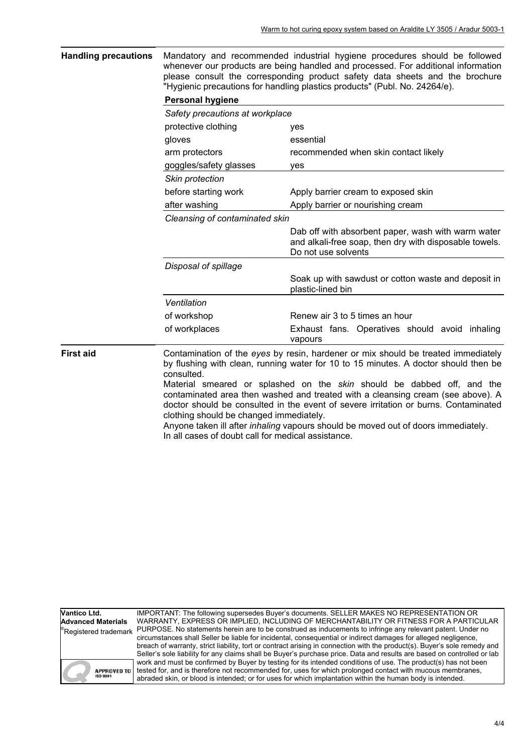**Handling precautions**

Mandatory and recommended industrial hygiene procedures should be followed whenever our products are being handled and processed. For additional information please consult the corresponding product safety data sheets and the brochure "Hygienic precautions for handling plastics products" (Publ. No. 24264/e).

**Personal hygiene**

| | |
|---|---|
| *Safety precautions at workplace* | |
| protective clothing | yes |
| gloves | essential |
| arm protectors | recommended when skin contact likely |
| goggles/safety glasses | yes |
| *Skin protection* | |
| before starting work | Apply barrier cream to exposed skin |
| after washing | Apply barrier or nourishing cream |
| *Cleansing of contaminated skin* | |
| | Dab off with absorbent paper, wash with warm water and alkali-free soap, then dry with disposable towels. Do not use solvents |
| *Disposal of spillage* | |
| | Soak up with sawdust or cotton waste and deposit in plastic-lined bin |
| *Ventilation* | |
| of workshop | Renew air 3 to 5 times an hour |
| of workplaces | Exhaust fans. Operatives should avoid inhaling vapours |

**First aid**

Contamination of the *eyes* by resin, hardener or mix should be treated immediately by flushing with clean, running water for 10 to 15 minutes. A doctor should then be consulted.
Material smeared or splashed on the *skin* should be dabbed off, and the contaminated area then washed and treated with a cleansing cream (see above). A doctor should be consulted in the event of severe irritation or burns. Contaminated clothing should be changed immediately.
Anyone taken ill after *inhaling* vapours should be moved out of doors immediately.
In all cases of doubt call for medical assistance.

**Vantico Ltd.**
**Advanced Materials**
®Registered trademark

APPROVED TO ISO 9001

IMPORTANT: The following supersedes Buyer's documents. SELLER MAKES NO REPRESENTATION OR WARRANTY, EXPRESS OR IMPLIED, INCLUDING OF MERCHANTABILITY OR FITNESS FOR A PARTICULAR PURPOSE. No statements herein are to be construed as inducements to infringe any relevant patent. Under no circumstances shall Seller be liable for incidental, consequential or indirect damages for alleged negligence, breach of warranty, strict liability, tort or contract arising in connection with the product(s). Buyer's sole remedy and Seller's sole liability for any claims shall be Buyer's purchase price. Data and results are based on controlled or lab work and must be confirmed by Buyer by testing for its intended conditions of use. The product(s) has not been tested for, and is therefore not recommended for, uses for which prolonged contact with mucous membranes, abraded skin, or blood is intended; or for uses for which implantation within the human body is intended.